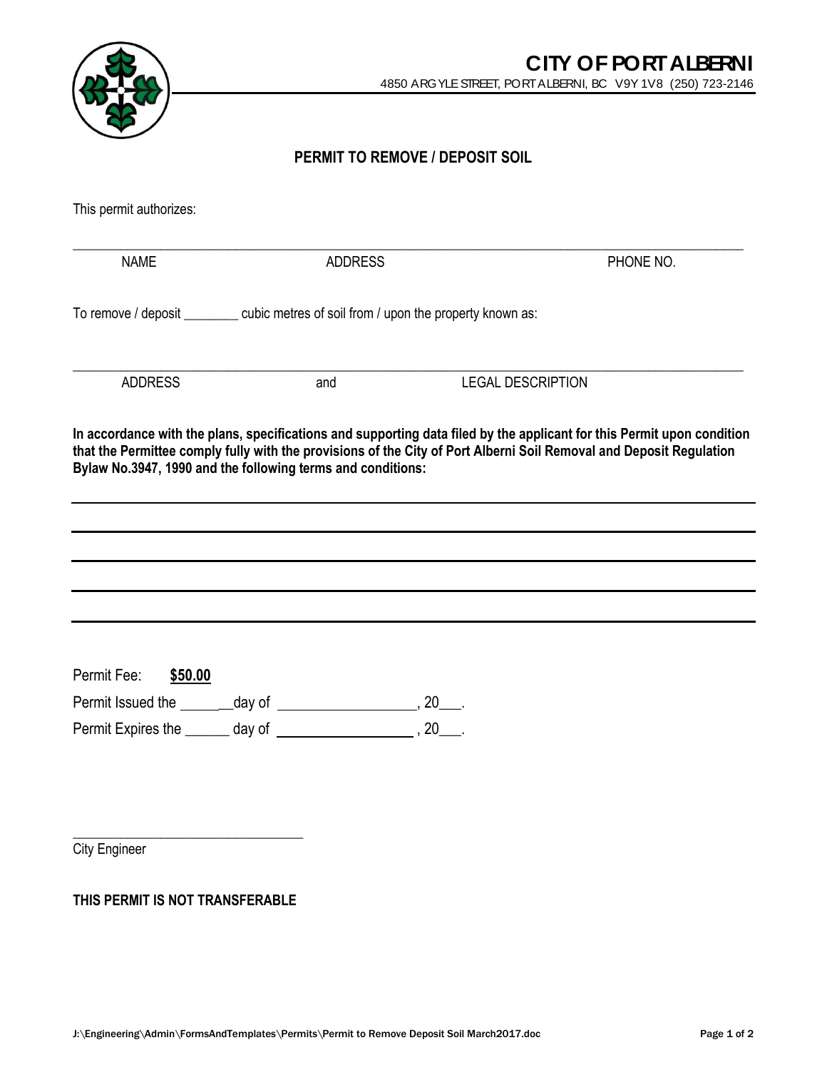# CITY OF PORT ALBERNI

4850 ARGYLE STREET, PORT ALBERNI, BC V9Y 1V8 (250) 723-2146

## PERMIT TO REMOVE / DEPOSIT SOIL

This permit authorizes:

_______________________________________________________________________________

NAME ADDRESS PHONE NO.

To remove / deposit ________ cubic metres of soil from / upon the property known as:

_______________________________________________________________________________

ADDRESS and LEGAL DESCRIPTION

**In accordance with the plans, specifications and supporting data filed by the applicant for this Permit upon condition that the Permittee comply fully with the provisions of the City of Port Alberni Soil Removal and Deposit Regulation Bylaw No.3947, 1990 and the following terms and conditions:**

_______________________________________________________________________________

_______________________________________________________________________________

_______________________________________________________________________________

_______________________________________________________________________________

_______________________________________________________________________________

Permit Fee: **$50.00**

Permit Issued the ________day of __________________, 20___.

Permit Expires the ______ day of __________________, 20___.

_________________________________

City Engineer

**THIS PERMIT IS NOT TRANSFERABLE**

J:\Engineering\Admin\FormsAndTemplates\Permits\Permit to Remove Deposit Soil March2017.doc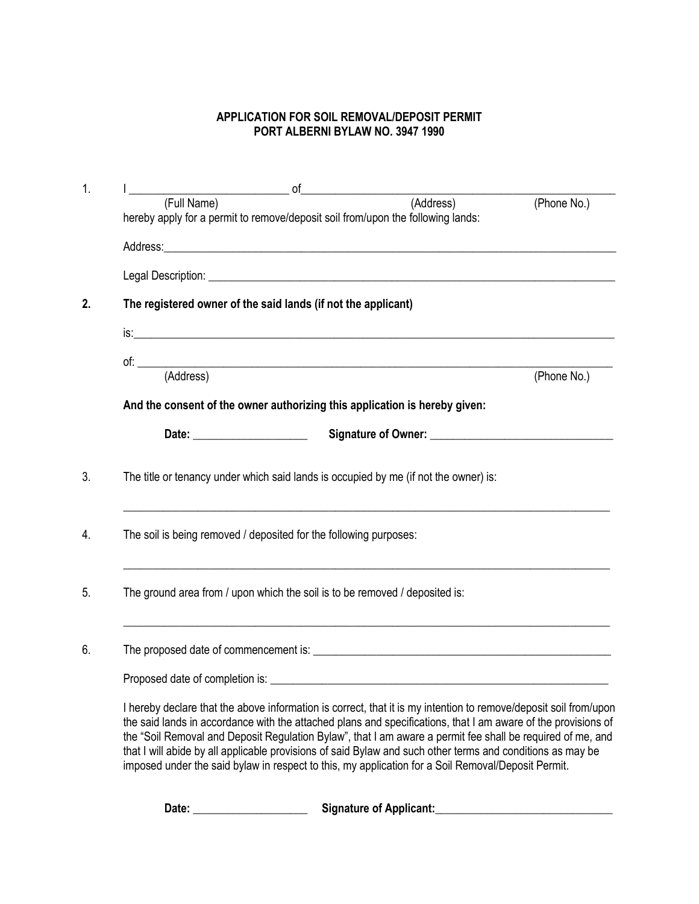**APPLICATION FOR SOIL REMOVAL/DEPOSIT PERMIT**
**PORT ALBERNI BYLAW NO. 3947 1990**

1. I ____________________________ of ____________________________________________________________

   (Full Name) (Address) (Phone No.)

   hereby apply for a permit to remove/deposit soil from/upon the following lands:

   Address:____________________________________________________________________________

   Legal Description: ____________________________________________________________________

2. **The registered owner of the said lands (if not the applicant)**

   is:_________________________________________________________________________________

   of: ________________________________________________________________________________

   (Address) (Phone No.)

   **And the consent of the owner authorizing this application is hereby given:**

   **Date:** ____________________ **Signature of Owner:** _______________________________

3. The title or tenancy under which said lands is occupied by me (if not the owner) is:

   ____________________________________________________________________________________

4. The soil is being removed / deposited for the following purposes:

   ____________________________________________________________________________________

5. The ground area from / upon which the soil is to be removed / deposited is:

   ____________________________________________________________________________________

6. The proposed date of commencement is: ______________________________________________

   Proposed date of completion is: ___________________________________________________

   I hereby declare that the above information is correct, that it is my intention to remove/deposit soil from/upon the said lands in accordance with the attached plans and specifications, that I am aware of the provisions of the "Soil Removal and Deposit Regulation Bylaw", that I am aware a permit fee shall be required of me, and that I will abide by all applicable provisions of said Bylaw and such other terms and conditions as may be imposed under the said bylaw in respect to this, my application for a Soil Removal/Deposit Permit.

   **Date:** ____________________ **Signature of Applicant:**_______________________________